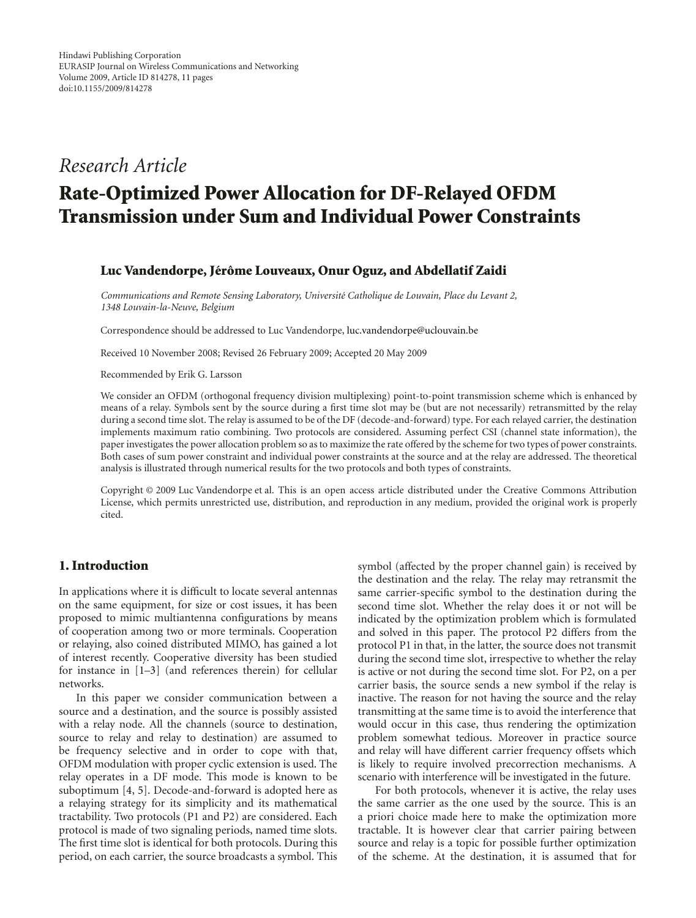Research Article

# Rate-Optimized Power Allocation for DF-Relayed OFDM Transmission under Sum and Individual Power Constraints

**Luc Vandendorpe, Jérôme Louveaux, Onur Oguz, and Abdellatif Zaidi**

*Communications and Remote Sensing Laboratory, Université Catholique de Louvain, Place du Levant 2, 1348 Louvain-la-Neuve, Belgium*

Correspondence should be addressed to Luc Vandendorpe, luc.vandendorpe@uclouvain.be

Received 10 November 2008; Revised 26 February 2009; Accepted 20 May 2009

Recommended by Erik G. Larsson

We consider an OFDM (orthogonal frequency division multiplexing) point-to-point transmission scheme which is enhanced by means of a relay. Symbols sent by the source during a first time slot may be (but are not necessarily) retransmitted by the relay during a second time slot. The relay is assumed to be of the DF (decode-and-forward) type. For each relayed carrier, the destination implements maximum ratio combining. Two protocols are considered. Assuming perfect CSI (channel state information), the paper investigates the power allocation problem so as to maximize the rate offered by the scheme for two types of power constraints. Both cases of sum power constraint and individual power constraints at the source and at the relay are addressed. The theoretical analysis is illustrated through numerical results for the two protocols and both types of constraints.

Copyright © 2009 Luc Vandendorpe et al. This is an open access article distributed under the Creative Commons Attribution License, which permits unrestricted use, distribution, and reproduction in any medium, provided the original work is properly cited.

## 1. Introduction

In applications where it is difficult to locate several antennas on the same equipment, for size or cost issues, it has been proposed to mimic multiantenna configurations by means of cooperation among two or more terminals. Cooperation or relaying, also coined distributed MIMO, has gained a lot of interest recently. Cooperative diversity has been studied for instance in [1–3] (and references therein) for cellular networks.

In this paper we consider communication between a source and a destination, and the source is possibly assisted with a relay node. All the channels (source to destination, source to relay and relay to destination) are assumed to be frequency selective and in order to cope with that, OFDM modulation with proper cyclic extension is used. The relay operates in a DF mode. This mode is known to be suboptimum [4, 5]. Decode-and-forward is adopted here as a relaying strategy for its simplicity and its mathematical tractability. Two protocols (P1 and P2) are considered. Each protocol is made of two signaling periods, named time slots. The first time slot is identical for both protocols. During this period, on each carrier, the source broadcasts a symbol. This symbol (affected by the proper channel gain) is received by the destination and the relay. The relay may retransmit the same carrier-specific symbol to the destination during the second time slot. Whether the relay does it or not will be indicated by the optimization problem which is formulated and solved in this paper. The protocol P2 differs from the protocol P1 in that, in the latter, the source does not transmit during the second time slot, irrespective to whether the relay is active or not during the second time slot. For P2, on a per carrier basis, the source sends a new symbol if the relay is inactive. The reason for not having the source and the relay transmitting at the same time is to avoid the interference that would occur in this case, thus rendering the optimization problem somewhat tedious. Moreover in practice source and relay will have different carrier frequency offsets which is likely to require involved precorrection mechanisms. A scenario with interference will be investigated in the future.

For both protocols, whenever it is active, the relay uses the same carrier as the one used by the source. This is an a priori choice made here to make the optimization more tractable. It is however clear that carrier pairing between source and relay is a topic for possible further optimization of the scheme. At the destination, it is assumed that for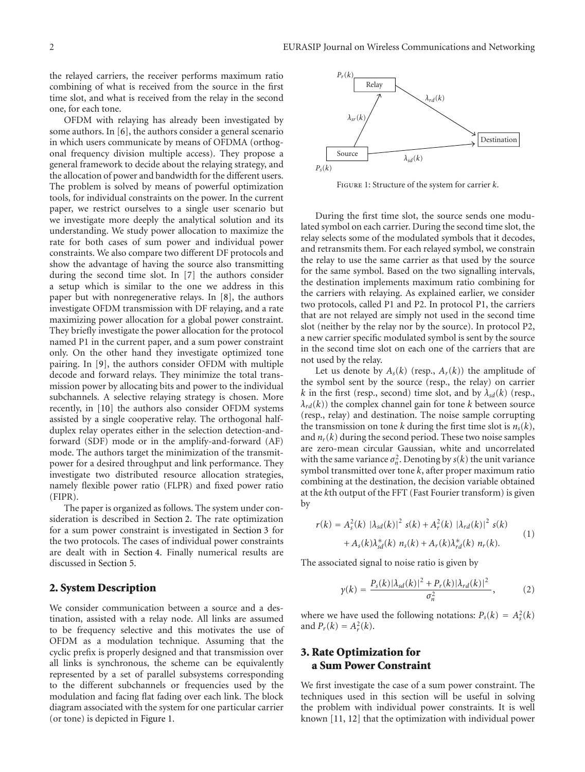the relayed carriers, the receiver performs maximum ratio combining of what is received from the source in the first time slot, and what is received from the relay in the second one, for each tone.

OFDM with relaying has already been investigated by some authors. In [6], the authors consider a general scenario in which users communicate by means of OFDMA (orthogonal frequency division multiple access). They propose a general framework to decide about the relaying strategy, and the allocation of power and bandwidth for the different users. The problem is solved by means of powerful optimization tools, for individual constraints on the power. In the current paper, we restrict ourselves to a single user scenario but we investigate more deeply the analytical solution and its understanding. We study power allocation to maximize the rate for both cases of sum power and individual power constraints. We also compare two different DF protocols and show the advantage of having the source also transmitting during the second time slot. In [7] the authors consider a setup which is similar to the one we address in this paper but with nonregenerative relays. In [8], the authors investigate OFDM transmission with DF relaying, and a rate maximizing power allocation for a global power constraint. They briefly investigate the power allocation for the protocol named P1 in the current paper, and a sum power constraint only. On the other hand they investigate optimized tone pairing. In [9], the authors consider OFDM with multiple decode and forward relays. They minimize the total transmission power by allocating bits and power to the individual subchannels. A selective relaying strategy is chosen. More recently, in [10] the authors also consider OFDM systems assisted by a single cooperative relay. The orthogonal half-duplex relay operates either in the selection detection-and-forward (SDF) mode or in the amplify-and-forward (AF) mode. The authors target the minimization of the transmit-power for a desired throughput and link performance. They investigate two distributed resource allocation strategies, namely flexible power ratio (FLPR) and fixed power ratio (FIPR).

The paper is organized as follows. The system under consideration is described in Section 2. The rate optimization for a sum power constraint is investigated in Section 3 for the two protocols. The cases of individual power constraints are dealt with in Section 4. Finally numerical results are discussed in Section 5.

## 2. System Description

We consider communication between a source and a destination, assisted with a relay node. All links are assumed to be frequency selective and this motivates the use of OFDM as a modulation technique. Assuming that the cyclic prefix is properly designed and that transmission over all links is synchronous, the scheme can be equivalently represented by a set of parallel subsystems corresponding to the different subchannels or frequencies used by the modulation and facing flat fading over each link. The block diagram associated with the system for one particular carrier (or tone) is depicted in Figure 1.

Figure 1: Structure of the system for carrier $k$.

During the first time slot, the source sends one modulated symbol on each carrier. During the second time slot, the relay selects some of the modulated symbols that it decodes, and retransmits them. For each relayed symbol, we constrain the relay to use the same carrier as that used by the source for the same symbol. Based on the two signalling intervals, the destination implements maximum ratio combining for the carriers with relaying. As explained earlier, we consider two protocols, called P1 and P2. In protocol P1, the carriers that are not relayed are simply not used in the second time slot (neither by the relay nor by the source). In protocol P2, a new carrier specific modulated symbol is sent by the source in the second time slot on each one of the carriers that are not used by the relay.

Let us denote by $A_s(k)$ (resp., $A_r(k)$) the amplitude of the symbol sent by the source (resp., the relay) on carrier $k$ in the first (resp., second) time slot, and by $\lambda_{sd}(k)$ (resp., $\lambda_{rd}(k)$) the complex channel gain for tone $k$ between source (resp., relay) and destination. The noise sample corrupting the transmission on tone $k$ during the first time slot is $n_s(k)$, and $n_r(k)$ during the second period. These two noise samples are zero-mean circular Gaussian, white and uncorrelated with the same variance $\sigma_n^2$. Denoting by $s(k)$ the unit variance symbol transmitted over tone $k$, after proper maximum ratio combining at the destination, the decision variable obtained at the $k$th output of the FFT (Fast Fourier transform) is given by

$$r(k) = A_s^2(k)\ |\lambda_{sd}(k)|^2\ s(k) + A_r^2(k)\ |\lambda_{rd}(k)|^2\ s(k) + A_s(k)\lambda_{sd}^*(k)\ n_s(k) + A_r(k)\lambda_{rd}^*(k)\ n_r(k). \tag{1}$$

The associated signal to noise ratio is given by

$$\gamma(k) = \frac{P_s(k)|\lambda_{sd}(k)|^2 + P_r(k)|\lambda_{rd}(k)|^2}{\sigma_n^2}, \tag{2}$$

where we have used the following notations: $P_s(k) = A_s^2(k)$ and $P_r(k) = A_r^2(k)$.

## 3. Rate Optimization for a Sum Power Constraint

We first investigate the case of a sum power constraint. The techniques used in this section will be useful in solving the problem with individual power constraints. It is well known [11, 12] that the optimization with individual power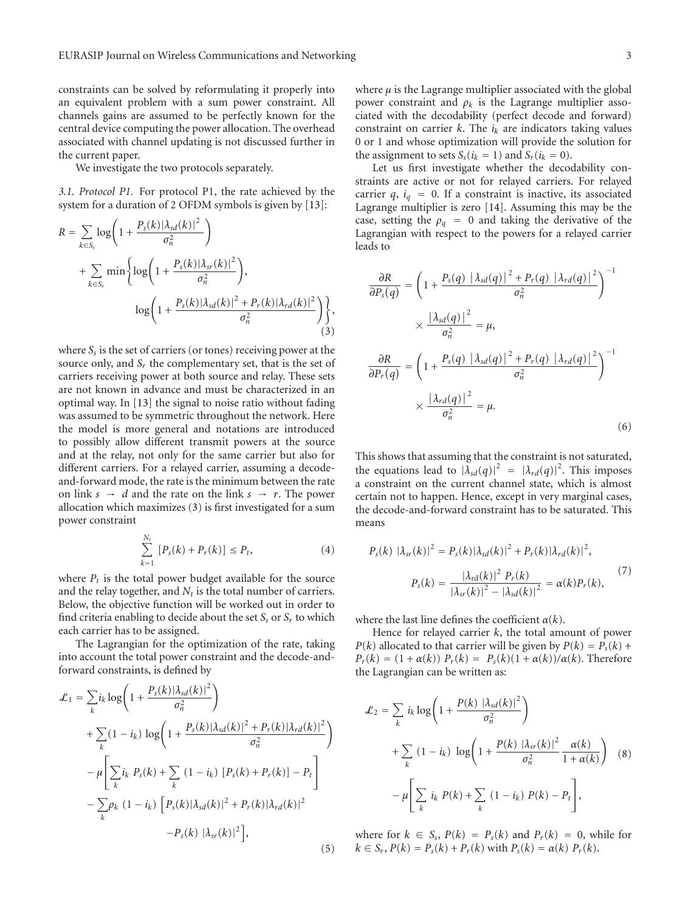constraints can be solved by reformulating it properly into an equivalent problem with a sum power constraint. All channels gains are assumed to be perfectly known for the central device computing the power allocation. The overhead associated with channel updating is not discussed further in the current paper.

We investigate the two protocols separately.

### 3.1. Protocol P1

For protocol P1, the rate achieved by the system for a duration of 2 OFDM symbols is given by [13]:

$$R = \sum_{k \in S_s} \log\left(1 + \frac{P_s(k)|\lambda_{sd}(k)|^2}{\sigma_n^2}\right) + \sum_{k \in S_r} \min\left\{\log\left(1 + \frac{P_s(k)|\lambda_{sr}(k)|^2}{\sigma_n^2}\right), \log\left(1 + \frac{P_s(k)|\lambda_{sd}(k)|^2 + P_r(k)|\lambda_{rd}(k)|^2}{\sigma_n^2}\right)\right\}, \quad (3)$$

where $S_s$ is the set of carriers (or tones) receiving power at the source only, and $S_r$ the complementary set, that is the set of carriers receiving power at both source and relay. These sets are not known in advance and must be characterized in an optimal way. In [13] the signal to noise ratio without fading was assumed to be symmetric throughout the network. Here the model is more general and notations are introduced to possibly allow different transmit powers at the source and at the relay, not only for the same carrier but also for different carriers. For a relayed carrier, assuming a decode-and-forward mode, the rate is the minimum between the rate on link $s \rightarrow d$ and the rate on the link $s \rightarrow r$. The power allocation which maximizes (3) is first investigated for a sum power constraint

$$\sum_{k=1}^{N_t} [P_s(k) + P_r(k)] \leq P_t, \quad (4)$$

where $P_t$ is the total power budget available for the source and the relay together, and $N_t$ is the total number of carriers. Below, the objective function will be worked out in order to find criteria enabling to decide about the set $S_s$ or $S_r$ to which each carrier has to be assigned.

The Lagrangian for the optimization of the rate, taking into account the total power constraint and the decode-and-forward constraints, is defined by

$$\begin{aligned}
\mathcal{L}_1 = &\sum_k i_k \log\left(1 + \frac{P_s(k)|\lambda_{sd}(k)|^2}{\sigma_n^2}\right) \\
&+ \sum_k (1 - i_k) \log\left(1 + \frac{P_s(k)|\lambda_{sd}(k)|^2 + P_r(k)|\lambda_{rd}(k)|^2}{\sigma_n^2}\right) \\
&- \mu\left[\sum_k i_k \, P_s(k) + \sum_k (1 - i_k) \, [P_s(k) + P_r(k)] - P_t\right] \\
&- \sum_k \rho_k \, (1 - i_k) \Big[P_s(k)|\lambda_{sd}(k)|^2 + P_r(k)|\lambda_{rd}(k)|^2 \\
&\qquad - P_s(k) \, |\lambda_{sr}(k)|^2\Big],
\end{aligned} \quad (5)$$

where $\mu$ is the Lagrange multiplier associated with the global power constraint and $\rho_k$ is the Lagrange multiplier associated with the decodability (perfect decode and forward) constraint on carrier $k$. The $i_k$ are indicators taking values 0 or 1 and whose optimization will provide the solution for the assignment to sets $S_s(i_k = 1)$ and $S_r(i_k = 0)$.

Let us first investigate whether the decodability constraints are active or not for relayed carriers. For relayed carrier $q$, $i_q = 0$. If a constraint is inactive, its associated Lagrange multiplier is zero [14]. Assuming this may be the case, setting the $\rho_q = 0$ and taking the derivative of the Lagrangian with respect to the powers for a relayed carrier leads to

$$\begin{aligned}
\frac{\partial R}{\partial P_s(q)} &= \left(1 + \frac{P_s(q) \, |\lambda_{sd}(q)|^2 + P_r(q) \, |\lambda_{rd}(q)|^2}{\sigma_n^2}\right)^{-1} \times \frac{|\lambda_{sd}(q)|^2}{\sigma_n^2} = \mu, \\
\frac{\partial R}{\partial P_r(q)} &= \left(1 + \frac{P_s(q) \, |\lambda_{sd}(q)|^2 + P_r(q) \, |\lambda_{rd}(q)|^2}{\sigma_n^2}\right)^{-1} \times \frac{|\lambda_{rd}(q)|^2}{\sigma_n^2} = \mu.
\end{aligned} \quad (6)$$

This shows that assuming that the constraint is not saturated, the equations lead to $|\lambda_{sd}(q)|^2 = |\lambda_{rd}(q)|^2$. This imposes a constraint on the current channel state, which is almost certain not to happen. Hence, except in very marginal cases, the decode-and-forward constraint has to be saturated. This means

$$\begin{aligned}
P_s(k) \, |\lambda_{sr}(k)|^2 &= P_s(k)|\lambda_{sd}(k)|^2 + P_r(k)|\lambda_{rd}(k)|^2, \\
P_s(k) &= \frac{|\lambda_{\text{rd}}(k)|^2 \, P_r(k)}{|\lambda_{sr}(k)|^2 - |\lambda_{sd}(k)|^2} = \alpha(k)P_r(k),
\end{aligned} \quad (7)$$

where the last line defines the coefficient $\alpha(k)$.

Hence for relayed carrier $k$, the total amount of power $P(k)$ allocated to that carrier will be given by $P(k) = P_s(k) + P_r(k) = (1 + \alpha(k)) \, P_r(k) = P_s(k)(1 + \alpha(k))/\alpha(k)$. Therefore the Lagrangian can be written as:

$$\begin{aligned}
\mathcal{L}_2 = &\sum_k i_k \log\left(1 + \frac{P(k) \, |\lambda_{sd}(k)|^2}{\sigma_n^2}\right) \\
&+ \sum_k (1 - i_k) \log\left(1 + \frac{P(k) \, |\lambda_{sr}(k)|^2}{\sigma_n^2} \frac{\alpha(k)}{1 + \alpha(k)}\right) \\
&- \mu\left[\sum_k i_k \, P(k) + \sum_k (1 - i_k) \, P(k) - P_t\right],
\end{aligned} \quad (8)$$

where for $k \in S_s$, $P(k) = P_s(k)$ and $P_r(k) = 0$, while for $k \in S_r$, $P(k) = P_s(k) + P_r(k)$ with $P_s(k) = \alpha(k) \, P_r(k)$.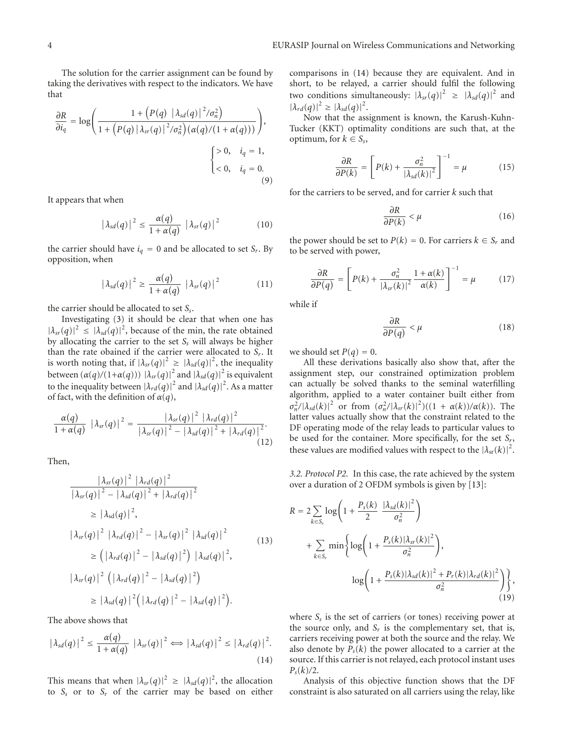The solution for the carrier assignment can be found by taking the derivatives with respect to the indicators. We have that

$$\frac{\partial R}{\partial i_q} = \log\left(\frac{1 + \left(P(q)\ \left|\lambda_{sd}(q)\right|^2/\sigma_n^2\right)}{1 + \left(P(q)\left|\lambda_{sr}(q)\right|^2/\sigma_n^2\right)\left(\alpha(q)/(1+\alpha(q))\right)}\right),$$

$$\begin{cases} > 0, & i_q = 1, \\ < 0, & i_q = 0. \end{cases} \tag{9}$$

It appears that when

$$\left|\lambda_{sd}(q)\right|^2 \leq \frac{\alpha(q)}{1+\alpha(q)}\ \left|\lambda_{sr}(q)\right|^2 \tag{10}$$

the carrier should have $i_q = 0$ and be allocated to set $S_r$. By opposition, when

$$\left|\lambda_{sd}(q)\right|^2 \geq \frac{\alpha(q)}{1+\alpha(q)}\ \left|\lambda_{sr}(q)\right|^2 \tag{11}$$

the carrier should be allocated to set $S_s$.

Investigating (3) it should be clear that when one has $|\lambda_{sr}(q)|^2 \leq |\lambda_{sd}(q)|^2$, because of the min, the rate obtained by allocating the carrier to the set $S_s$ will always be higher than the rate obained if the carrier were allocated to $S_r$. It is worth noting that, if $|\lambda_{sr}(q)|^2 \geq |\lambda_{sd}(q)|^2$, the inequality between $(\alpha(q)/(1+\alpha(q)))\ |\lambda_{sr}(q)|^2$ and $|\lambda_{sd}(q)|^2$ is equivalent to the inequality between $|\lambda_{rd}(q)|^2$ and $|\lambda_{sd}(q)|^2$. As a matter of fact, with the definition of $\alpha(q)$,

$$\frac{\alpha(q)}{1+\alpha(q)}\ \left|\lambda_{sr}(q)\right|^2 = \frac{\left|\lambda_{sr}(q)\right|^2\ \left|\lambda_{rd}(q)\right|^2}{\left|\lambda_{sr}(q)\right|^2 - \left|\lambda_{sd}(q)\right|^2 + \left|\lambda_{rd}(q)\right|^2}. \tag{12}$$

Then,

$$\begin{aligned}
&\frac{\left|\lambda_{sr}(q)\right|^2\ \left|\lambda_{rd}(q)\right|^2}{\left|\lambda_{sr}(q)\right|^2 - \left|\lambda_{sd}(q)\right|^2 + \left|\lambda_{rd}(q)\right|^2} \\
&\quad \geq \left|\lambda_{sd}(q)\right|^2, \\
&\left|\lambda_{sr}(q)\right|^2\ \left|\lambda_{rd}(q)\right|^2 - \left|\lambda_{sr}(q)\right|^2\ \left|\lambda_{sd}(q)\right|^2 \\
&\quad \geq \left(\left|\lambda_{rd}(q)\right|^2 - \left|\lambda_{sd}(q)\right|^2\right)\ \left|\lambda_{sd}(q)\right|^2, \\
&\left|\lambda_{sr}(q)\right|^2\ \left(\left|\lambda_{rd}(q)\right|^2 - \left|\lambda_{sd}(q)\right|^2\right) \\
&\quad \geq \left|\lambda_{sd}(q)\right|^2\left(\left|\lambda_{rd}(q)\right|^2 - \left|\lambda_{sd}(q)\right|^2\right).
\end{aligned} \tag{13}$$

The above shows that

$$\left|\lambda_{sd}(q)\right|^2 \leq \frac{\alpha(q)}{1+\alpha(q)}\ \left|\lambda_{sr}(q)\right|^2 \Longleftrightarrow \left|\lambda_{sd}(q)\right|^2 \leq \left|\lambda_{rd}(q)\right|^2. \tag{14}$$

This means that when $|\lambda_{sr}(q)|^2 \geq |\lambda_{sd}(q)|^2$, the allocation to $S_s$ or to $S_r$ of the carrier may be based on either comparisons in (14) because they are equivalent. And in short, to be relayed, a carrier should fulfil the following two conditions simultaneously: $|\lambda_{sr}(q)|^2 \geq |\lambda_{sd}(q)|^2$ and $|\lambda_{rd}(q)|^2 \geq |\lambda_{sd}(q)|^2$.

Now that the assignment is known, the Karush-Kuhn-Tucker (KKT) optimality conditions are such that, at the optimum, for $k \in S_s$,

$$\frac{\partial R}{\partial P(k)} = \left[P(k) + \frac{\sigma_n^2}{\left|\lambda_{sd}(k)\right|^2}\right]^{-1} = \mu \tag{15}$$

for the carriers to be served, and for carrier $k$ such that

$$\frac{\partial R}{\partial P(k)} < \mu \tag{16}$$

the power should be set to $P(k) = 0$. For carriers $k \in S_r$ and to be served with power,

$$\frac{\partial R}{\partial P(q)} = \left[P(k) + \frac{\sigma_n^2}{\left|\lambda_{sr}(k)\right|^2}\frac{1+\alpha(k)}{\alpha(k)}\right]^{-1} = \mu \tag{17}$$

while if

$$\frac{\partial R}{\partial P(q)} < \mu \tag{18}$$

we should set $P(q) = 0$.

All these derivations basically also show that, after the assignment step, our constrained optimization problem can actually be solved thanks to the seminal waterfilling algorithm, applied to a water container built either from $\sigma_n^2/|\lambda_{sd}(k)|^2$ or from $(\sigma_n^2/|\lambda_{sr}(k)|^2)((1+\alpha(k))/\alpha(k))$. The latter values actually show that the constraint related to the DF operating mode of the relay leads to particular values to be used for the container. More specifically, for the set $S_r$, these values are modified values with respect to the $|\lambda_{sr}(k)|^2$.

### 3.2. Protocol P2.

In this case, the rate achieved by the system over a duration of 2 OFDM symbols is given by [13]:

$$\begin{aligned}
R = {} & 2\sum_{k\in S_s}\log\left(1 + \frac{P_s(k)}{2}\ \frac{\left|\lambda_{sd}(k)\right|^2}{\sigma_n^2}\right) \\
& + \sum_{k\in S_r}\min\left\{\log\left(1 + \frac{P_s(k)\left|\lambda_{sr}(k)\right|^2}{\sigma_n^2}\right),\right. \\
& \qquad \left.\log\left(1 + \frac{P_s(k)\left|\lambda_{sd}(k)\right|^2 + P_r(k)\left|\lambda_{rd}(k)\right|^2}{\sigma_n^2}\right)\right\},
\end{aligned} \tag{19}$$

where $S_s$ is the set of carriers (or tones) receiving power at the source only, and $S_r$ is the complementary set, that is, carriers receiving power at both the source and the relay. We also denote by $P_s(k)$ the power allocated to a carrier at the source. If this carrier is not relayed, each protocol instant uses $P_s(k)/2$.

Analysis of this objective function shows that the DF constraint is also saturated on all carriers using the relay, like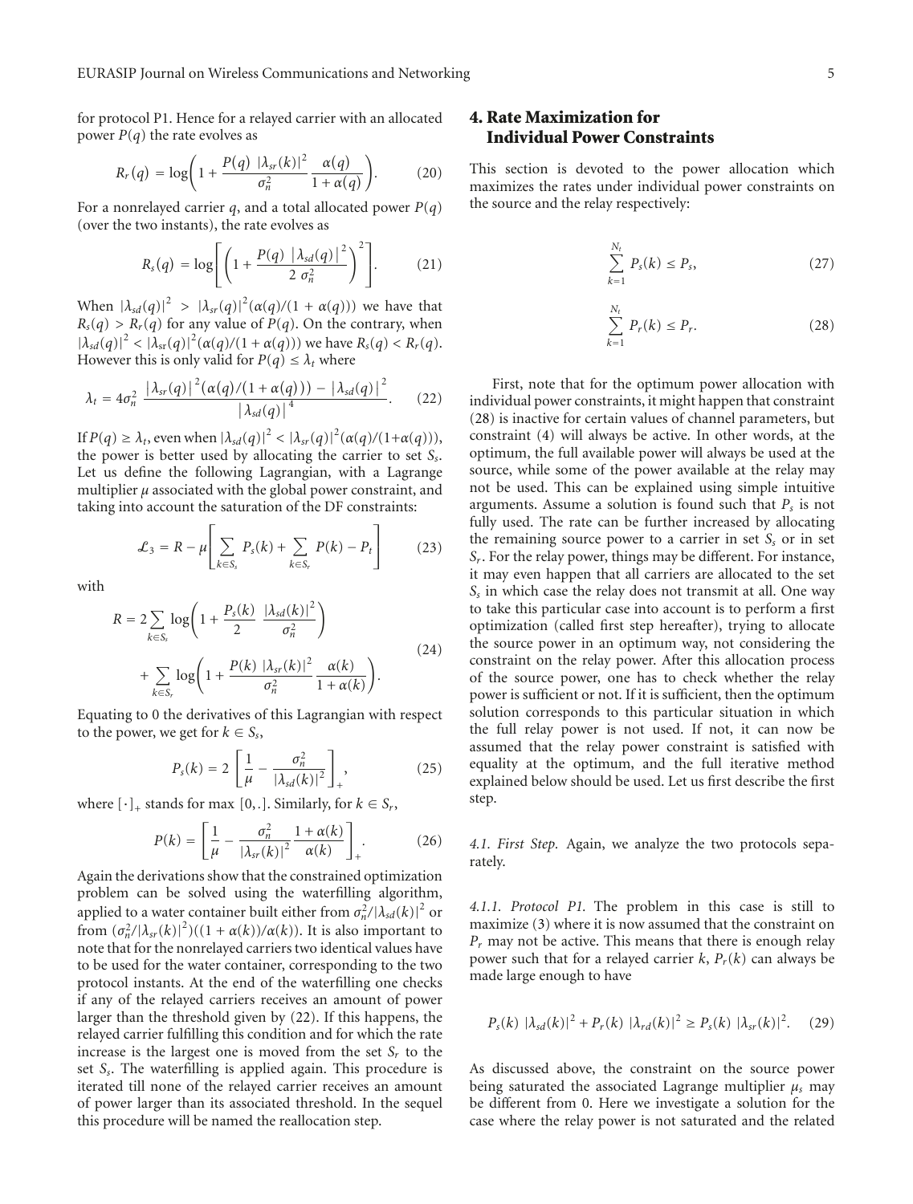for protocol P1. Hence for a relayed carrier with an allocated power $P(q)$ the rate evolves as

$$R_r(q) = \log\left(1 + \frac{P(q)\ |\lambda_{sr}(k)|^2}{\sigma_n^2}\frac{\alpha(q)}{1+\alpha(q)}\right). \tag{20}$$

For a nonrelayed carrier $q$, and a total allocated power $P(q)$ (over the two instants), the rate evolves as

$$R_s(q) = \log\left[\left(1 + \frac{P(q)\ |\lambda_{sd}(q)|^2}{2\ \sigma_n^2}\right)^2\right]. \tag{21}$$

When $|\lambda_{sd}(q)|^2 > |\lambda_{sr}(q)|^2(\alpha(q)/(1+\alpha(q)))$ we have that $R_s(q) > R_r(q)$ for any value of $P(q)$. On the contrary, when $|\lambda_{sd}(q)|^2 < |\lambda_{sr}(q)|^2(\alpha(q)/(1+\alpha(q)))$ we have $R_s(q) < R_r(q)$. However this is only valid for $P(q) \leq \lambda_t$ where

$$\lambda_t = 4\sigma_n^2\ \frac{|\lambda_{sr}(q)|^2(\alpha(q)/(1+\alpha(q))) - |\lambda_{sd}(q)|^2}{|\lambda_{sd}(q)|^4}. \tag{22}$$

If $P(q) \geq \lambda_t$, even when $|\lambda_{sd}(q)|^2 < |\lambda_{sr}(q)|^2(\alpha(q)/(1+\alpha(q)))$, the power is better used by allocating the carrier to set $S_s$. Let us define the following Lagrangian, with a Lagrange multiplier $\mu$ associated with the global power constraint, and taking into account the saturation of the DF constraints:

$$\mathcal{L}_3 = R - \mu\left[\sum_{k\in S_s} P_s(k) + \sum_{k\in S_r} P(k) - P_t\right] \tag{23}$$

with

$$\begin{aligned} R = {} & 2\sum_{k\in S_s}\log\left(1 + \frac{P_s(k)}{2}\ \frac{|\lambda_{sd}(k)|^2}{\sigma_n^2}\right) \\ & + \sum_{k\in S_r}\log\left(1 + \frac{P(k)\ |\lambda_{sr}(k)|^2}{\sigma_n^2}\frac{\alpha(k)}{1+\alpha(k)}\right). \end{aligned} \tag{24}$$

Equating to 0 the derivatives of this Lagrangian with respect to the power, we get for $k \in S_s$,

$$P_s(k) = 2\left[\frac{1}{\mu} - \frac{\sigma_n^2}{|\lambda_{sd}(k)|^2}\right]_+, \tag{25}$$

where $[\cdot]_+$ stands for max $[0,.]$. Similarly, for $k \in S_r$,

$$P(k) = \left[\frac{1}{\mu} - \frac{\sigma_n^2}{|\lambda_{sr}(k)|^2}\frac{1+\alpha(k)}{\alpha(k)}\right]_+. \tag{26}$$

Again the derivations show that the constrained optimization problem can be solved using the waterfilling algorithm, applied to a water container built either from $\sigma_n^2/|\lambda_{sd}(k)|^2$ or from $(\sigma_n^2/|\lambda_{sr}(k)|^2)((1+\alpha(k))/\alpha(k))$. It is also important to note that for the nonrelayed carriers two identical values have to be used for the water container, corresponding to the two protocol instants. At the end of the waterfilling one checks if any of the relayed carriers receives an amount of power larger than the threshold given by (22). If this happens, the relayed carrier fulfilling this condition and for which the rate increase is the largest one is moved from the set $S_r$ to the set $S_s$. The waterfilling is applied again. This procedure is iterated till none of the relayed carrier receives an amount of power larger than its associated threshold. In the sequel this procedure will be named the reallocation step.

## 4. Rate Maximization for Individual Power Constraints

This section is devoted to the power allocation which maximizes the rates under individual power constraints on the source and the relay respectively:

$$\sum_{k=1}^{N_t} P_s(k) \leq P_s, \tag{27}$$

$$\sum_{k=1}^{N_t} P_r(k) \leq P_r. \tag{28}$$

First, note that for the optimum power allocation with individual power constraints, it might happen that constraint (28) is inactive for certain values of channel parameters, but constraint (4) will always be active. In other words, at the optimum, the full available power will always be used at the source, while some of the power available at the relay may not be used. This can be explained using simple intuitive arguments. Assume a solution is found such that $P_s$ is not fully used. The rate can be further increased by allocating the remaining source power to a carrier in set $S_s$ or in set $S_r$. For the relay power, things may be different. For instance, it may even happen that all carriers are allocated to the set $S_s$ in which case the relay does not transmit at all. One way to take this particular case into account is to perform a first optimization (called first step hereafter), trying to allocate the source power in an optimum way, not considering the constraint on the relay power. After this allocation process of the source power, one has to check whether the relay power is sufficient or not. If it is sufficient, then the optimum solution corresponds to this particular situation in which the full relay power is not used. If not, it can now be assumed that the relay power constraint is satisfied with equality at the optimum, and the full iterative method explained below should be used. Let us first describe the first step.

*4.1. First Step.* Again, we analyze the two protocols separately.

*4.1.1. Protocol P1.* The problem in this case is still to maximize (3) where it is now assumed that the constraint on $P_r$ may not be active. This means that there is enough relay power such that for a relayed carrier $k$, $P_r(k)$ can always be made large enough to have

$$P_s(k)\ |\lambda_{sd}(k)|^2 + P_r(k)\ |\lambda_{rd}(k)|^2 \geq P_s(k)\ |\lambda_{sr}(k)|^2. \tag{29}$$

As discussed above, the constraint on the source power being saturated the associated Lagrange multiplier $\mu_s$ may be different from 0. Here we investigate a solution for the case where the relay power is not saturated and the related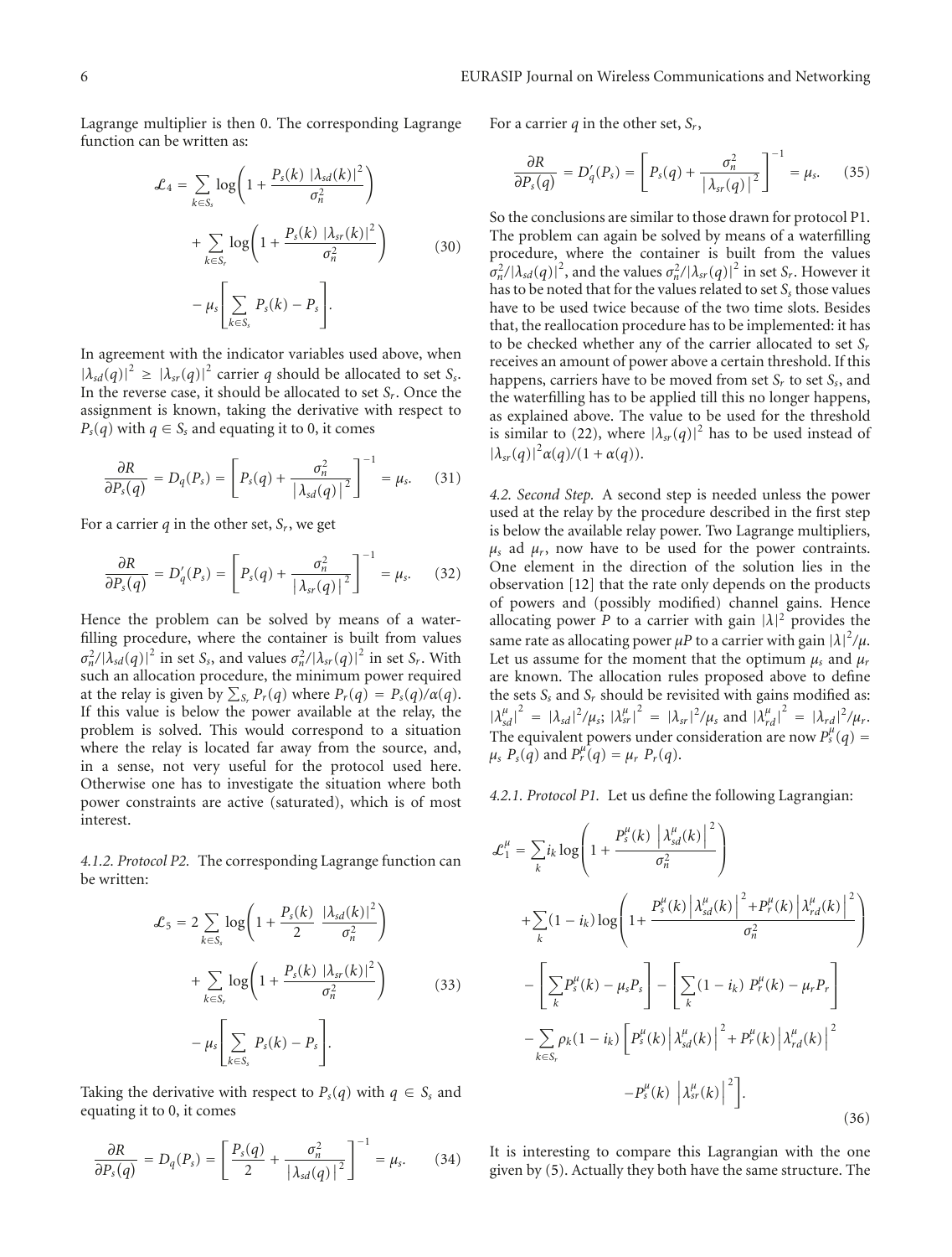Lagrange multiplier is then 0. The corresponding Lagrange function can be written as:

$$\mathcal{L}_4 = \sum_{k \in S_s} \log\left(1 + \frac{P_s(k)\ |\lambda_{sd}(k)|^2}{\sigma_n^2}\right) + \sum_{k \in S_r} \log\left(1 + \frac{P_s(k)\ |\lambda_{sr}(k)|^2}{\sigma_n^2}\right) - \mu_s\left[\sum_{k \in S_s} P_s(k) - P_s\right]. \tag{30}$$

In agreement with the indicator variables used above, when $|\lambda_{sd}(q)|^2 \geq |\lambda_{sr}(q)|^2$ carrier $q$ should be allocated to set $S_s$. In the reverse case, it should be allocated to set $S_r$. Once the assignment is known, taking the derivative with respect to $P_s(q)$ with $q \in S_s$ and equating it to 0, it comes

$$\frac{\partial R}{\partial P_s(q)} = D_q(P_s) = \left[P_s(q) + \frac{\sigma_n^2}{|\lambda_{sd}(q)|^2}\right]^{-1} = \mu_s. \tag{31}$$

For a carrier $q$ in the other set, $S_r$, we get

$$\frac{\partial R}{\partial P_s(q)} = D'_q(P_s) = \left[P_s(q) + \frac{\sigma_n^2}{|\lambda_{sr}(q)|^2}\right]^{-1} = \mu_s. \tag{32}$$

Hence the problem can be solved by means of a waterfilling procedure, where the container is built from values $\sigma_n^2/|\lambda_{sd}(q)|^2$ in set $S_s$, and values $\sigma_n^2/|\lambda_{sr}(q)|^2$ in set $S_r$. With such an allocation procedure, the minimum power required at the relay is given by $\sum_{S_r} P_r(q)$ where $P_r(q) = P_s(q)/\alpha(q)$. If this value is below the power available at the relay, the problem is solved. This would correspond to a situation where the relay is located far away from the source, and, in a sense, not very useful for the protocol used here. Otherwise one has to investigate the situation where both power constraints are active (saturated), which is of most interest.

*4.1.2. Protocol P2.* The corresponding Lagrange function can be written:

$$\mathcal{L}_5 = 2\sum_{k \in S_s} \log\left(1 + \frac{P_s(k)}{2}\ \frac{|\lambda_{sd}(k)|^2}{\sigma_n^2}\right) + \sum_{k \in S_r} \log\left(1 + \frac{P_s(k)\ |\lambda_{sr}(k)|^2}{\sigma_n^2}\right) - \mu_s\left[\sum_{k \in S_s} P_s(k) - P_s\right]. \tag{33}$$

Taking the derivative with respect to $P_s(q)$ with $q \in S_s$ and equating it to 0, it comes

$$\frac{\partial R}{\partial P_s(q)} = D_q(P_s) = \left[\frac{P_s(q)}{2} + \frac{\sigma_n^2}{|\lambda_{sd}(q)|^2}\right]^{-1} = \mu_s. \tag{34}$$

For a carrier $q$ in the other set, $S_r$,

$$\frac{\partial R}{\partial P_s(q)} = D'_q(P_s) = \left[P_s(q) + \frac{\sigma_n^2}{|\lambda_{sr}(q)|^2}\right]^{-1} = \mu_s. \tag{35}$$

So the conclusions are similar to those drawn for protocol P1. The problem can again be solved by means of a waterfilling procedure, where the container is built from the values $\sigma_n^2/|\lambda_{sd}(q)|^2$, and the values $\sigma_n^2/|\lambda_{sr}(q)|^2$ in set $S_r$. However it has to be noted that for the values related to set $S_s$ those values have to be used twice because of the two time slots. Besides that, the reallocation procedure has to be implemented: it has to be checked whether any of the carrier allocated to set $S_r$ receives an amount of power above a certain threshold. If this happens, carriers have to be moved from set $S_r$ to set $S_s$, and the waterfilling has to be applied till this no longer happens, as explained above. The value to be used for the threshold is similar to (22), where $|\lambda_{sr}(q)|^2$ has to be used instead of $|\lambda_{sr}(q)|^2\alpha(q)/(1+\alpha(q))$.

*4.2. Second Step.* A second step is needed unless the power used at the relay by the procedure described in the first step is below the available relay power. Two Lagrange multipliers, $\mu_s$ ad $\mu_r$, now have to be used for the power contraints. One element in the direction of the solution lies in the observation [12] that the rate only depends on the products of powers and (possibly modified) channel gains. Hence allocating power $P$ to a carrier with gain $|\lambda|^2$ provides the same rate as allocating power $\mu P$ to a carrier with gain $|\lambda|^2/\mu$. Let us assume for the moment that the optimum $\mu_s$ and $\mu_r$ are known. The allocation rules proposed above to define the sets $S_s$ and $S_r$ should be revisited with gains modified as: $|\lambda_{sd}^\mu|^2 = |\lambda_{sd}|^2/\mu_s$; $|\lambda_{sr}^\mu|^2 = |\lambda_{sr}|^2/\mu_s$ and $|\lambda_{rd}^\mu|^2 = |\lambda_{rd}|^2/\mu_r$. The equivalent powers under consideration are now $P_s^\mu(q) = \mu_s\ P_s(q)$ and $P_r^\mu(q) = \mu_r\ P_r(q)$.

*4.2.1. Protocol P1.* Let us define the following Lagrangian:

$$\begin{aligned}
\mathcal{L}_1^\mu = &\sum_k i_k \log\left(1 + \frac{P_s^\mu(k)\ \left|\lambda_{sd}^\mu(k)\right|^2}{\sigma_n^2}\right) \\
&+ \sum_k (1-i_k)\log\left(1 + \frac{P_s^\mu(k)\left|\lambda_{sd}^\mu(k)\right|^2 + P_r^\mu(k)\left|\lambda_{rd}^\mu(k)\right|^2}{\sigma_n^2}\right) \\
&- \left[\sum_k P_s^\mu(k) - \mu_s P_s\right] - \left[\sum_k (1-i_k)\ P_r^\mu(k) - \mu_r P_r\right] \\
&- \sum_{k \in S_r} \rho_k (1-i_k)\left[P_s^\mu(k)\left|\lambda_{sd}^\mu(k)\right|^2 + P_r^\mu(k)\left|\lambda_{rd}^\mu(k)\right|^2 - P_s^\mu(k)\ \left|\lambda_{sr}^\mu(k)\right|^2\right].
\end{aligned} \tag{36}$$

It is interesting to compare this Lagrangian with the one given by (5). Actually they both have the same structure. The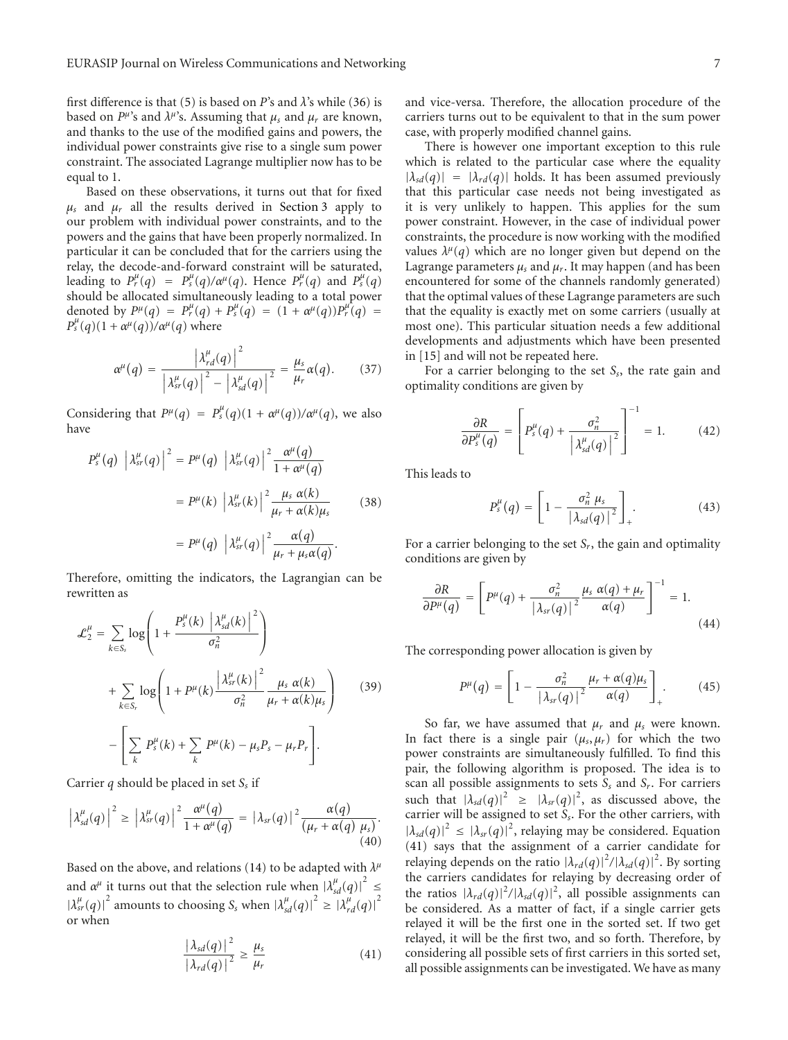first difference is that (5) is based on $P$'s and $\lambda$'s while (36) is based on $P^{\mu}$'s and $\lambda^{\mu}$'s. Assuming that $\mu_s$ and $\mu_r$ are known, and thanks to the use of the modified gains and powers, the individual power constraints give rise to a single sum power constraint. The associated Lagrange multiplier now has to be equal to 1.

Based on these observations, it turns out that for fixed $\mu_s$ and $\mu_r$ all the results derived in Section 3 apply to our problem with individual power constraints, and to the powers and the gains that have been properly normalized. In particular it can be concluded that for the carriers using the relay, the decode-and-forward constraint will be saturated, leading to $P_r^{\mu}(q) = P_s^{\mu}(q)/\alpha^{\mu}(q)$. Hence $P_r^{\mu}(q)$ and $P_s^{\mu}(q)$ should be allocated simultaneously leading to a total power denoted by $P^{\mu}(q) = P_r^{\mu}(q) + P_s^{\mu}(q) = (1+\alpha^{\mu}(q))P_r^{\mu}(q) = P_s^{\mu}(q)(1+\alpha^{\mu}(q))/\alpha^{\mu}(q)$ where

$$\alpha^{\mu}(q) = \frac{\left|\lambda_{rd}^{\mu}(q)\right|^2}{\left|\lambda_{sr}^{\mu}(q)\right|^2 - \left|\lambda_{sd}^{\mu}(q)\right|^2} = \frac{\mu_s}{\mu_r}\alpha(q). \tag{37}$$

Considering that $P^{\mu}(q) = P_s^{\mu}(q)(1+\alpha^{\mu}(q))/\alpha^{\mu}(q)$, we also have

$$\begin{aligned}
P_s^{\mu}(q)\,\left|\lambda_{sr}^{\mu}(q)\right|^2 &= P^{\mu}(q)\,\left|\lambda_{sr}^{\mu}(q)\right|^2 \frac{\alpha^{\mu}(q)}{1+\alpha^{\mu}(q)} \\
&= P^{\mu}(k)\,\left|\lambda_{sr}^{\mu}(k)\right|^2 \frac{\mu_s\,\alpha(k)}{\mu_r + \alpha(k)\mu_s} \\
&= P^{\mu}(q)\,\left|\lambda_{sr}^{\mu}(q)\right|^2 \frac{\alpha(q)}{\mu_r + \mu_s\alpha(q)}.
\end{aligned} \tag{38}$$

Therefore, omitting the indicators, the Lagrangian can be rewritten as

$$\begin{aligned}
\mathcal{L}_2^{\mu} = &\sum_{k\in S_s} \log\left(1 + \frac{P_s^{\mu}(k)\,\left|\lambda_{sd}^{\mu}(k)\right|^2}{\sigma_n^2}\right) \\
&+ \sum_{k\in S_r} \log\left(1 + P^{\mu}(k)\frac{\left|\lambda_{sr}^{\mu}(k)\right|^2}{\sigma_n^2}\frac{\mu_s\,\alpha(k)}{\mu_r + \alpha(k)\mu_s}\right) \\
&- \left[\sum_k P_s^{\mu}(k) + \sum_k P^{\mu}(k) - \mu_s P_s - \mu_r P_r\right].
\end{aligned} \tag{39}$$

Carrier $q$ should be placed in set $S_s$ if

$$\left|\lambda_{sd}^{\mu}(q)\right|^2 \geq \left|\lambda_{sr}^{\mu}(q)\right|^2 \frac{\alpha^{\mu}(q)}{1+\alpha^{\mu}(q)} = \left|\lambda_{sr}(q)\right|^2 \frac{\alpha(q)}{(\mu_r + \alpha(q)\,\mu_s)}. \tag{40}$$

Based on the above, and relations (14) to be adapted with $\lambda^{\mu}$ and $\alpha^{\mu}$ it turns out that the selection rule when $\left|\lambda_{sd}^{\mu}(q)\right|^2 \leq \left|\lambda_{sr}^{\mu}(q)\right|^2$ amounts to choosing $S_s$ when $\left|\lambda_{sd}^{\mu}(q)\right|^2 \geq \left|\lambda_{rd}^{\mu}(q)\right|^2$ or when

$$\frac{\left|\lambda_{sd}(q)\right|^2}{\left|\lambda_{rd}(q)\right|^2} \geq \frac{\mu_s}{\mu_r} \tag{41}$$

and vice-versa. Therefore, the allocation procedure of the carriers turns out to be equivalent to that in the sum power case, with properly modified channel gains.

There is however one important exception to this rule which is related to the particular case where the equality $|\lambda_{sd}(q)| = |\lambda_{rd}(q)|$ holds. It has been assumed previously that this particular case needs not being investigated as it is very unlikely to happen. This applies for the sum power constraint. However, in the case of individual power constraints, the procedure is now working with the modified values $\lambda^{\mu}(q)$ which are no longer given but depend on the Lagrange parameters $\mu_s$ and $\mu_r$. It may happen (and has been encountered for some of the channels randomly generated) that the optimal values of these Lagrange parameters are such that the equality is exactly met on some carriers (usually at most one). This particular situation needs a few additional developments and adjustments which have been presented in [15] and will not be repeated here.

For a carrier belonging to the set $S_s$, the rate gain and optimality conditions are given by

$$\frac{\partial R}{\partial P_s^{\mu}(q)} = \left[P_s^{\mu}(q) + \frac{\sigma_n^2}{\left|\lambda_{sd}^{\mu}(q)\right|^2}\right]^{-1} = 1. \tag{42}$$

This leads to

$$P_s^{\mu}(q) = \left[1 - \frac{\sigma_n^2\,\mu_s}{\left|\lambda_{sd}(q)\right|^2}\right]_+. \tag{43}$$

For a carrier belonging to the set $S_r$, the gain and optimality conditions are given by

$$\frac{\partial R}{\partial P^{\mu}(q)} = \left[P^{\mu}(q) + \frac{\sigma_n^2}{\left|\lambda_{sr}(q)\right|^2}\frac{\mu_s\,\alpha(q) + \mu_r}{\alpha(q)}\right]^{-1} = 1. \tag{44}$$

The corresponding power allocation is given by

$$P^{\mu}(q) = \left[1 - \frac{\sigma_n^2}{\left|\lambda_{sr}(q)\right|^2}\frac{\mu_r + \alpha(q)\mu_s}{\alpha(q)}\right]_+. \tag{45}$$

So far, we have assumed that $\mu_r$ and $\mu_s$ were known. In fact there is a single pair $(\mu_s, \mu_r)$ for which the two power constraints are simultaneously fulfilled. To find this pair, the following algorithm is proposed. The idea is to scan all possible assignments to sets $S_s$ and $S_r$. For carriers such that $|\lambda_{sd}(q)|^2 \geq |\lambda_{sr}(q)|^2$, as discussed above, the carrier will be assigned to set $S_s$. For the other carriers, with $|\lambda_{sd}(q)|^2 \leq |\lambda_{sr}(q)|^2$, relaying may be considered. Equation (41) says that the assignment of a carrier candidate for relaying depends on the ratio $|\lambda_{rd}(q)|^2/|\lambda_{sd}(q)|^2$. By sorting the carriers candidates for relaying by decreasing order of the ratios $|\lambda_{rd}(q)|^2/|\lambda_{sd}(q)|^2$, all possible assignments can be considered. As a matter of fact, if a single carrier gets relayed it will be the first one in the sorted set. If two get relayed, it will be the first two, and so forth. Therefore, by considering all possible sets of first carriers in this sorted set, all possible assignments can be investigated. We have as many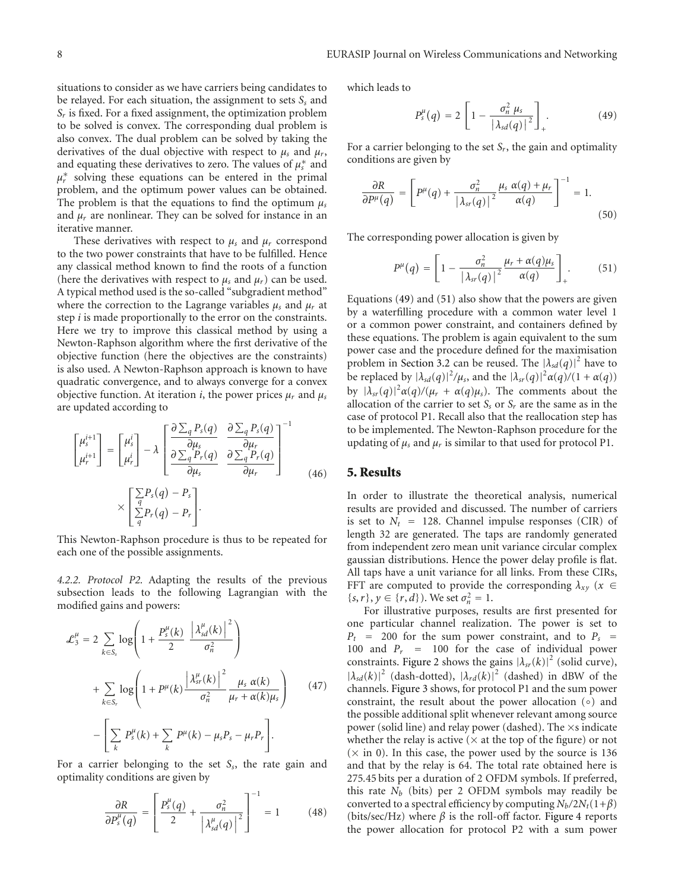situations to consider as we have carriers being candidates to be relayed. For each situation, the assignment to sets $S_s$ and $S_r$ is fixed. For a fixed assignment, the optimization problem to be solved is convex. The corresponding dual problem is also convex. The dual problem can be solved by taking the derivatives of the dual objective with respect to $\mu_s$ and $\mu_r$, and equating these derivatives to zero. The values of $\mu_s^*$ and $\mu_r^*$ solving these equations can be entered in the primal problem, and the optimum power values can be obtained. The problem is that the equations to find the optimum $\mu_s$ and $\mu_r$ are nonlinear. They can be solved for instance in an iterative manner.

These derivatives with respect to $\mu_s$ and $\mu_r$ correspond to the two power constraints that have to be fulfilled. Hence any classical method known to find the roots of a function (here the derivatives with respect to $\mu_s$ and $\mu_r$) can be used. A typical method used is the so-called "subgradient method" where the correction to the Lagrange variables $\mu_s$ and $\mu_r$ at step $i$ is made proportionally to the error on the constraints. Here we try to improve this classical method by using a Newton-Raphson algorithm where the first derivative of the objective function (here the objectives are the constraints) is also used. A Newton-Raphson approach is known to have quadratic convergence, and to always converge for a convex objective function. At iteration $i$, the power prices $\mu_r$ and $\mu_s$ are updated according to

$$\begin{bmatrix} \mu_s^{i+1} \\ \mu_r^{i+1} \end{bmatrix} = \begin{bmatrix} \mu_s^{i} \\ \mu_r^{i} \end{bmatrix} - \lambda \begin{bmatrix} \dfrac{\partial \sum_q P_s(q)}{\partial \mu_s} & \dfrac{\partial \sum_q P_s(q)}{\partial \mu_r} \\ \dfrac{\partial \sum_q P_r(q)}{\partial \mu_s} & \dfrac{\partial \sum_q P_r(q)}{\partial \mu_r} \end{bmatrix}^{-1} \times \begin{bmatrix} \sum_q P_s(q) - P_s \\ \sum_q P_r(q) - P_r \end{bmatrix}. \tag{46}$$

This Newton-Raphson procedure is thus to be repeated for each one of the possible assignments.

*4.2.2. Protocol P2.* Adapting the results of the previous subsection leads to the following Lagrangian with the modified gains and powers:

$$\begin{aligned} \mathcal{L}_3^\mu = {} & 2 \sum_{k \in S_s} \log\left(1 + \frac{P_s^\mu(k)}{2} \frac{\left|\lambda_{sd}^\mu(k)\right|^2}{\sigma_n^2}\right) \\ & + \sum_{k \in S_r} \log\left(1 + P^\mu(k) \frac{\left|\lambda_{sr}^\mu(k)\right|^2}{\sigma_n^2} \frac{\mu_s\, \alpha(k)}{\mu_r + \alpha(k)\mu_s}\right) \\ & - \left[\sum_k P_s^\mu(k) + \sum_k P^\mu(k) - \mu_s P_s - \mu_r P_r\right]. \end{aligned} \tag{47}$$

For a carrier belonging to the set $S_s$, the rate gain and optimality conditions are given by

$$\frac{\partial R}{\partial P_s^\mu(q)} = \left[\frac{P_s^\mu(q)}{2} + \frac{\sigma_n^2}{\left|\lambda_{sd}^\mu(q)\right|^2}\right]^{-1} = 1 \tag{48}$$

which leads to

$$P_s^\mu(q) = 2\left[1 - \frac{\sigma_n^2\, \mu_s}{\left|\lambda_{sd}(q)\right|^2}\right]_+. \tag{49}$$

For a carrier belonging to the set $S_r$, the gain and optimality conditions are given by

$$\frac{\partial R}{\partial P^\mu(q)} = \left[P^\mu(q) + \frac{\sigma_n^2}{\left|\lambda_{sr}(q)\right|^2} \frac{\mu_s\, \alpha(q) + \mu_r}{\alpha(q)}\right]^{-1} = 1. \tag{50}$$

The corresponding power allocation is given by

$$P^\mu(q) = \left[1 - \frac{\sigma_n^2}{\left|\lambda_{sr}(q)\right|^2} \frac{\mu_r + \alpha(q)\mu_s}{\alpha(q)}\right]_+. \tag{51}$$

Equations (49) and (51) also show that the powers are given by a waterfilling procedure with a common water level 1 or a common power constraint, and containers defined by these equations. The problem is again equivalent to the sum power case and the procedure defined for the maximisation problem in Section 3.2 can be reused. The $|\lambda_{sd}(q)|^2$ have to be replaced by $|\lambda_{sd}(q)|^2/\mu_s$, and the $|\lambda_{sr}(q)|^2\alpha(q)/(1+\alpha(q))$ by $|\lambda_{sr}(q)|^2\alpha(q)/(\mu_r + \alpha(q)\mu_s)$. The comments about the allocation of the carrier to set $S_s$ or $S_r$ are the same as in the case of protocol P1. Recall also that the reallocation step has to be implemented. The Newton-Raphson procedure for the updating of $\mu_s$ and $\mu_r$ is similar to that used for protocol P1.

## 5. Results

In order to illustrate the theoretical analysis, numerical results are provided and discussed. The number of carriers is set to $N_t = 128$. Channel impulse responses (CIR) of length 32 are generated. The taps are randomly generated from independent zero mean unit variance circular complex gaussian distributions. Hence the power delay profile is flat. All taps have a unit variance for all links. From these CIRs, FFT are computed to provide the corresponding $\lambda_{xy}$ ($x \in \{s, r\}$, $y \in \{r, d\}$). We set $\sigma_n^2 = 1$.

For illustrative purposes, results are first presented for one particular channel realization. The power is set to $P_t = 200$ for the sum power constraint, and to $P_s = 100$ and $P_r = 100$ for the case of individual power constraints. Figure 2 shows the gains $|\lambda_{sr}(k)|^2$ (solid curve), $|\lambda_{sd}(k)|^2$ (dash-dotted), $|\lambda_{rd}(k)|^2$ (dashed) in dBW of the channels. Figure 3 shows, for protocol P1 and the sum power constraint, the result about the power allocation ($\circ$) and the possible additional split whenever relevant among source power (solid line) and relay power (dashed). The $\times$s indicate whether the relay is active ($\times$ at the top of the figure) or not ($\times$ in 0). In this case, the power used by the source is 136 and that by the relay is 64. The total rate obtained here is 275.45 bits per a duration of 2 OFDM symbols. If preferred, this rate $N_b$ (bits) per 2 OFDM symbols may readily be converted to a spectral efficiency by computing $N_b/2N_t(1+\beta)$ (bits/sec/Hz) where $\beta$ is the roll-off factor. Figure 4 reports the power allocation for protocol P2 with a sum power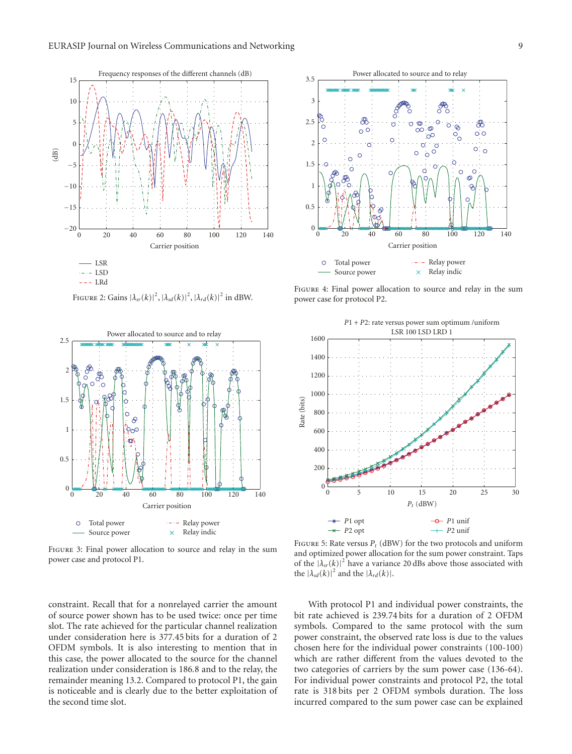Figure 2: Gains $|\lambda_{sr}(k)|^2$, $|\lambda_{sd}(k)|^2$, $|\lambda_{rd}(k)|^2$ in dBW.

Figure 3: Final power allocation to source and relay in the sum power case and protocol P1.

Figure 4: Final power allocation to source and relay in the sum power case for protocol P2.

Figure 5: Rate versus $P_t$ (dBW) for the two protocols and uniform and optimized power allocation for the sum power constraint. Taps of the $|\lambda_{sr}(k)|^2$ have a variance 20 dBs above those associated with the $|\lambda_{sd}(k)|^2$ and the $|\lambda_{rd}(k)|$.

constraint. Recall that for a nonrelayed carrier the amount of source power shown has to be used twice: once per time slot. The rate achieved for the particular channel realization under consideration here is 377.45 bits for a duration of 2 OFDM symbols. It is also interesting to mention that in this case, the power allocated to the source for the channel realization under consideration is 186.8 and to the relay, the remainder meaning 13.2. Compared to protocol P1, the gain is noticeable and is clearly due to the better exploitation of the second time slot.

With protocol P1 and individual power constraints, the bit rate achieved is 239.74 bits for a duration of 2 OFDM symbols. Compared to the same protocol with the sum power constraint, the observed rate loss is due to the values chosen here for the individual power constraints (100-100) which are rather different from the values devoted to the two categories of carriers by the sum power case (136-64). For individual power constraints and protocol P2, the total rate is 318 bits per 2 OFDM symbols duration. The loss incurred compared to the sum power case can be explained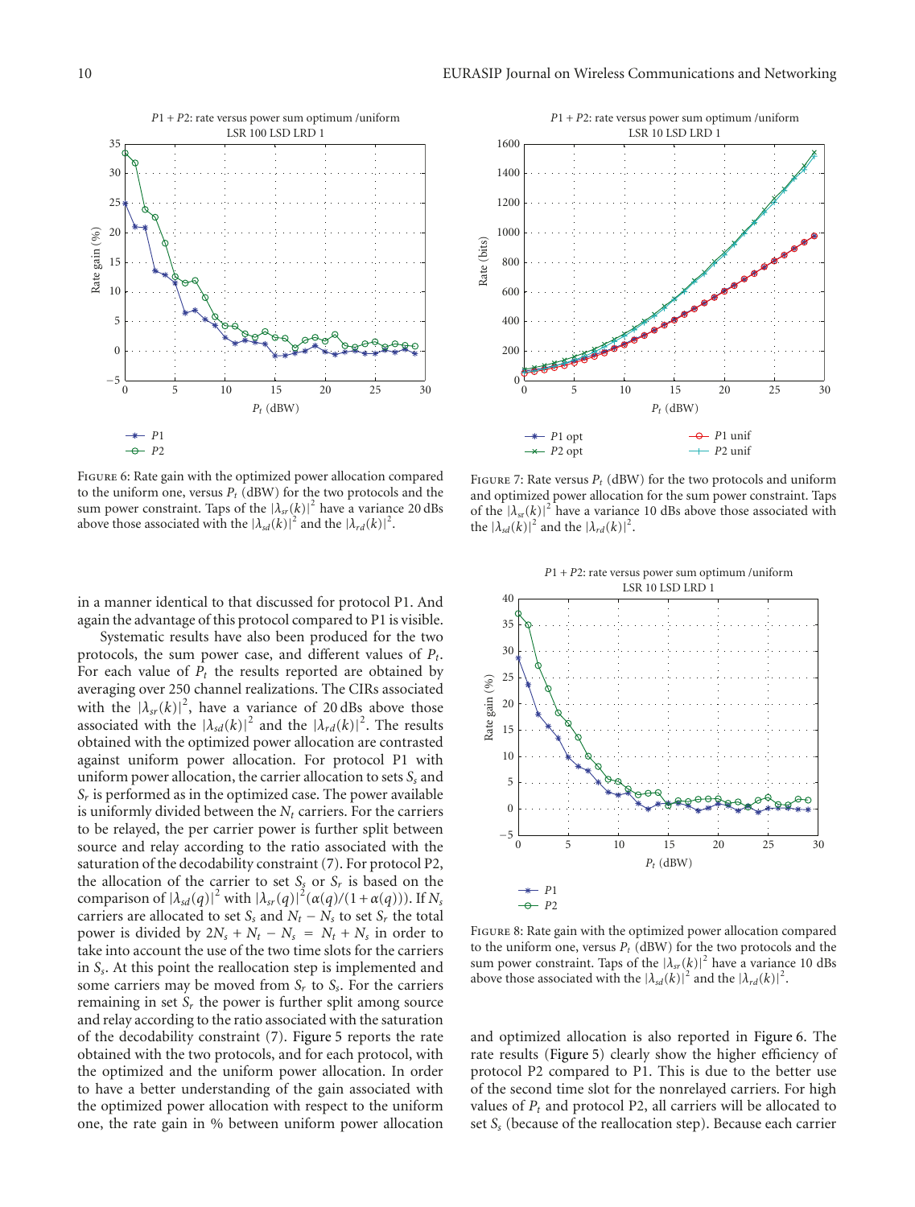FIGURE 6: Rate gain with the optimized power allocation compared to the uniform one, versus $P_t$ (dBW) for the two protocols and the sum power constraint. Taps of the $|\lambda_{sr}(k)|^2$ have a variance 20 dBs above those associated with the $|\lambda_{sd}(k)|^2$ and the $|\lambda_{rd}(k)|^2$.

FIGURE 7: Rate versus $P_t$ (dBW) for the two protocols and uniform and optimized power allocation for the sum power constraint. Taps of the $|\lambda_{sr}(k)|^2$ have a variance 10 dBs above those associated with the $|\lambda_{sd}(k)|^2$ and the $|\lambda_{rd}(k)|^2$.

in a manner identical to that discussed for protocol P1. And again the advantage of this protocol compared to P1 is visible.

Systematic results have also been produced for the two protocols, the sum power case, and different values of $P_t$. For each value of $P_t$ the results reported are obtained by averaging over 250 channel realizations. The CIRs associated with the $|\lambda_{sr}(k)|^2$, have a variance of 20 dBs above those associated with the $|\lambda_{sd}(k)|^2$ and the $|\lambda_{rd}(k)|^2$. The results obtained with the optimized power allocation are contrasted against uniform power allocation. For protocol P1 with uniform power allocation, the carrier allocation to sets $S_s$ and $S_r$ is performed as in the optimized case. The power available is uniformly divided between the $N_t$ carriers. For the carriers to be relayed, the per carrier power is further split between source and relay according to the ratio associated with the saturation of the decodability constraint (7). For protocol P2, the allocation of the carrier to set $S_s$ or $S_r$ is based on the comparison of $|\lambda_{sd}(q)|^2$ with $|\lambda_{sr}(q)|^2(\alpha(q)/(1+\alpha(q)))$. If $N_s$ carriers are allocated to set $S_s$ and $N_t - N_s$ to set $S_r$ the total power is divided by $2N_s + N_t - N_s = N_t + N_s$ in order to take into account the use of the two time slots for the carriers in $S_s$. At this point the reallocation step is implemented and some carriers may be moved from $S_r$ to $S_s$. For the carriers remaining in set $S_r$ the power is further split among source and relay according to the ratio associated with the saturation of the decodability constraint (7). Figure 5 reports the rate obtained with the two protocols, and for each protocol, with the optimized and the uniform power allocation. In order to have a better understanding of the gain associated with the optimized power allocation with respect to the uniform one, the rate gain in % between uniform power allocation and optimized allocation is also reported in Figure 6. The rate results (Figure 5) clearly show the higher efficiency of protocol P2 compared to P1. This is due to the better use of the second time slot for the nonrelayed carriers. For high values of $P_t$ and protocol P2, all carriers will be allocated to set $S_s$ (because of the reallocation step). Because each carrier

FIGURE 8: Rate gain with the optimized power allocation compared to the uniform one, versus $P_t$ (dBW) for the two protocols and the sum power constraint. Taps of the $|\lambda_{sr}(k)|^2$ have a variance 10 dBs above those associated with the $|\lambda_{sd}(k)|^2$ and the $|\lambda_{rd}(k)|^2$.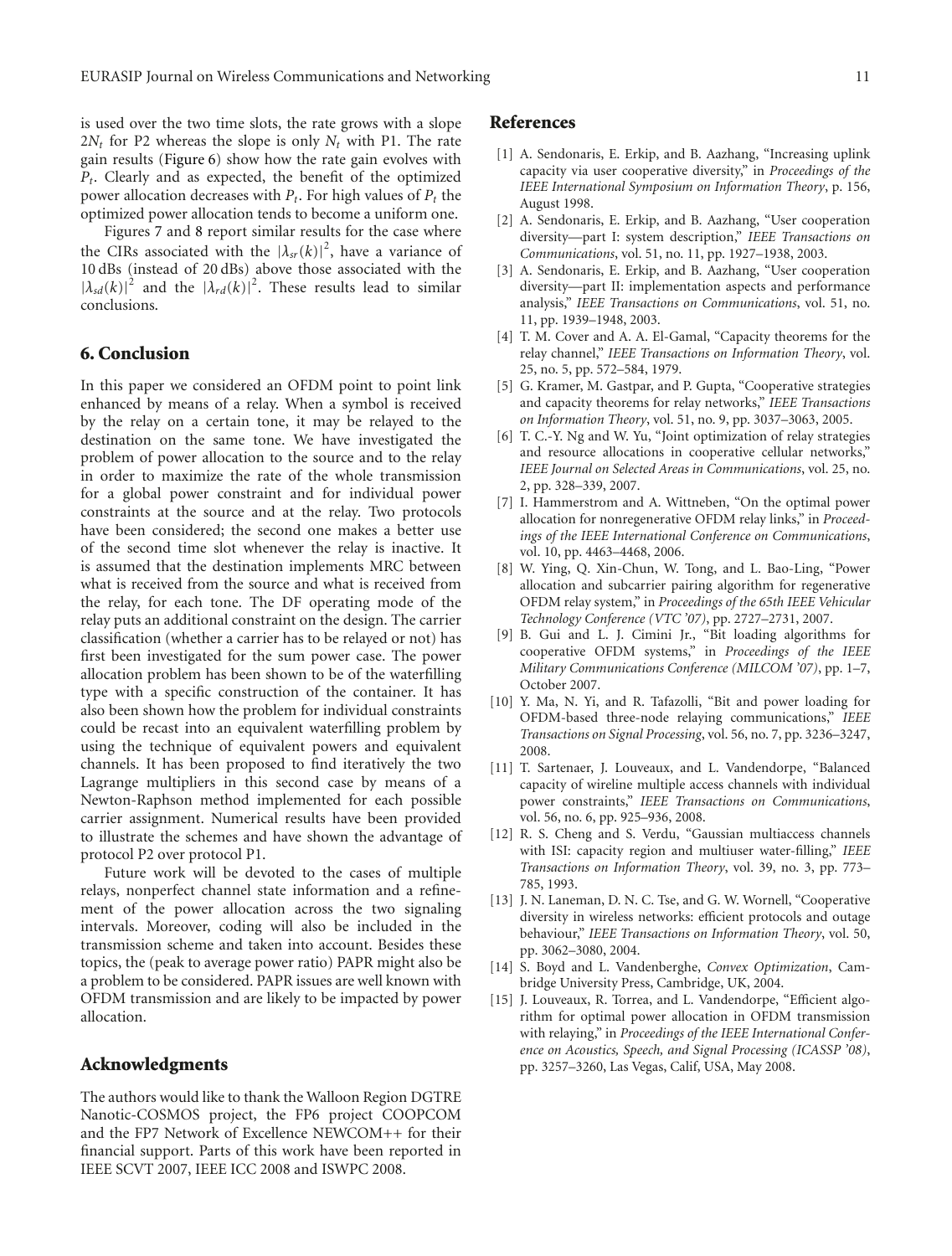is used over the two time slots, the rate grows with a slope $2N_t$ for P2 whereas the slope is only $N_t$ with P1. The rate gain results (Figure 6) show how the rate gain evolves with $P_t$. Clearly and as expected, the benefit of the optimized power allocation decreases with $P_t$. For high values of $P_t$ the optimized power allocation tends to become a uniform one.

Figures 7 and 8 report similar results for the case where the CIRs associated with the $|\lambda_{sr}(k)|^2$, have a variance of 10 dBs (instead of 20 dBs) above those associated with the $|\lambda_{sd}(k)|^2$ and the $|\lambda_{rd}(k)|^2$. These results lead to similar conclusions.

## 6. Conclusion

In this paper we considered an OFDM point to point link enhanced by means of a relay. When a symbol is received by the relay on a certain tone, it may be relayed to the destination on the same tone. We have investigated the problem of power allocation to the source and to the relay in order to maximize the rate of the whole transmission for a global power constraint and for individual power constraints at the source and at the relay. Two protocols have been considered; the second one makes a better use of the second time slot whenever the relay is inactive. It is assumed that the destination implements MRC between what is received from the source and what is received from the relay, for each tone. The DF operating mode of the relay puts an additional constraint on the design. The carrier classification (whether a carrier has to be relayed or not) has first been investigated for the sum power case. The power allocation problem has been shown to be of the waterfilling type with a specific construction of the container. It has also been shown how the problem for individual constraints could be recast into an equivalent waterfilling problem by using the technique of equivalent powers and equivalent channels. It has been proposed to find iteratively the two Lagrange multipliers in this second case by means of a Newton-Raphson method implemented for each possible carrier assignment. Numerical results have been provided to illustrate the schemes and have shown the advantage of protocol P2 over protocol P1.

Future work will be devoted to the cases of multiple relays, nonperfect channel state information and a refinement of the power allocation across the two signaling intervals. Moreover, coding will also be included in the transmission scheme and taken into account. Besides these topics, the (peak to average power ratio) PAPR might also be a problem to be considered. PAPR issues are well known with OFDM transmission and are likely to be impacted by power allocation.

## Acknowledgments

The authors would like to thank the Walloon Region DGTRE Nanotic-COSMOS project, the FP6 project COOPCOM and the FP7 Network of Excellence NEWCOM++ for their financial support. Parts of this work have been reported in IEEE SCVT 2007, IEEE ICC 2008 and ISWPC 2008.

## References

[1] A. Sendonaris, E. Erkip, and B. Aazhang, "Increasing uplink capacity via user cooperative diversity," in *Proceedings of the IEEE International Symposium on Information Theory*, p. 156, August 1998.

[2] A. Sendonaris, E. Erkip, and B. Aazhang, "User cooperation diversity—part I: system description," *IEEE Transactions on Communications*, vol. 51, no. 11, pp. 1927–1938, 2003.

[3] A. Sendonaris, E. Erkip, and B. Aazhang, "User cooperation diversity—part II: implementation aspects and performance analysis," *IEEE Transactions on Communications*, vol. 51, no. 11, pp. 1939–1948, 2003.

[4] T. M. Cover and A. A. El-Gamal, "Capacity theorems for the relay channel," *IEEE Transactions on Information Theory*, vol. 25, no. 5, pp. 572–584, 1979.

[5] G. Kramer, M. Gastpar, and P. Gupta, "Cooperative strategies and capacity theorems for relay networks," *IEEE Transactions on Information Theory*, vol. 51, no. 9, pp. 3037–3063, 2005.

[6] T. C.-Y. Ng and W. Yu, "Joint optimization of relay strategies and resource allocations in cooperative cellular networks," *IEEE Journal on Selected Areas in Communications*, vol. 25, no. 2, pp. 328–339, 2007.

[7] I. Hammerstrom and A. Wittneben, "On the optimal power allocation for nonregenerative OFDM relay links," in *Proceedings of the IEEE International Conference on Communications*, vol. 10, pp. 4463–4468, 2006.

[8] W. Ying, Q. Xin-Chun, W. Tong, and L. Bao-Ling, "Power allocation and subcarrier pairing algorithm for regenerative OFDM relay system," in *Proceedings of the 65th IEEE Vehicular Technology Conference (VTC '07)*, pp. 2727–2731, 2007.

[9] B. Gui and L. J. Cimini Jr., "Bit loading algorithms for cooperative OFDM systems," in *Proceedings of the IEEE Military Communications Conference (MILCOM '07)*, pp. 1–7, October 2007.

[10] Y. Ma, N. Yi, and R. Tafazolli, "Bit and power loading for OFDM-based three-node relaying communications," *IEEE Transactions on Signal Processing*, vol. 56, no. 7, pp. 3236–3247, 2008.

[11] T. Sartenaer, J. Louveaux, and L. Vandendorpe, "Balanced capacity of wireline multiple access channels with individual power constraints," *IEEE Transactions on Communications*, vol. 56, no. 6, pp. 925–936, 2008.

[12] R. S. Cheng and S. Verdu, "Gaussian multiaccess channels with ISI: capacity region and multiuser water-filling," *IEEE Transactions on Information Theory*, vol. 39, no. 3, pp. 773–785, 1993.

[13] J. N. Laneman, D. N. C. Tse, and G. W. Wornell, "Cooperative diversity in wireless networks: efficient protocols and outage behaviour," *IEEE Transactions on Information Theory*, vol. 50, pp. 3062–3080, 2004.

[14] S. Boyd and L. Vandenberghe, *Convex Optimization*, Cambridge University Press, Cambridge, UK, 2004.

[15] J. Louveaux, R. Torrea, and L. Vandendorpe, "Efficient algorithm for optimal power allocation in OFDM transmission with relaying," in *Proceedings of the IEEE International Conference on Acoustics, Speech, and Signal Processing (ICASSP '08)*, pp. 3257–3260, Las Vegas, Calif, USA, May 2008.